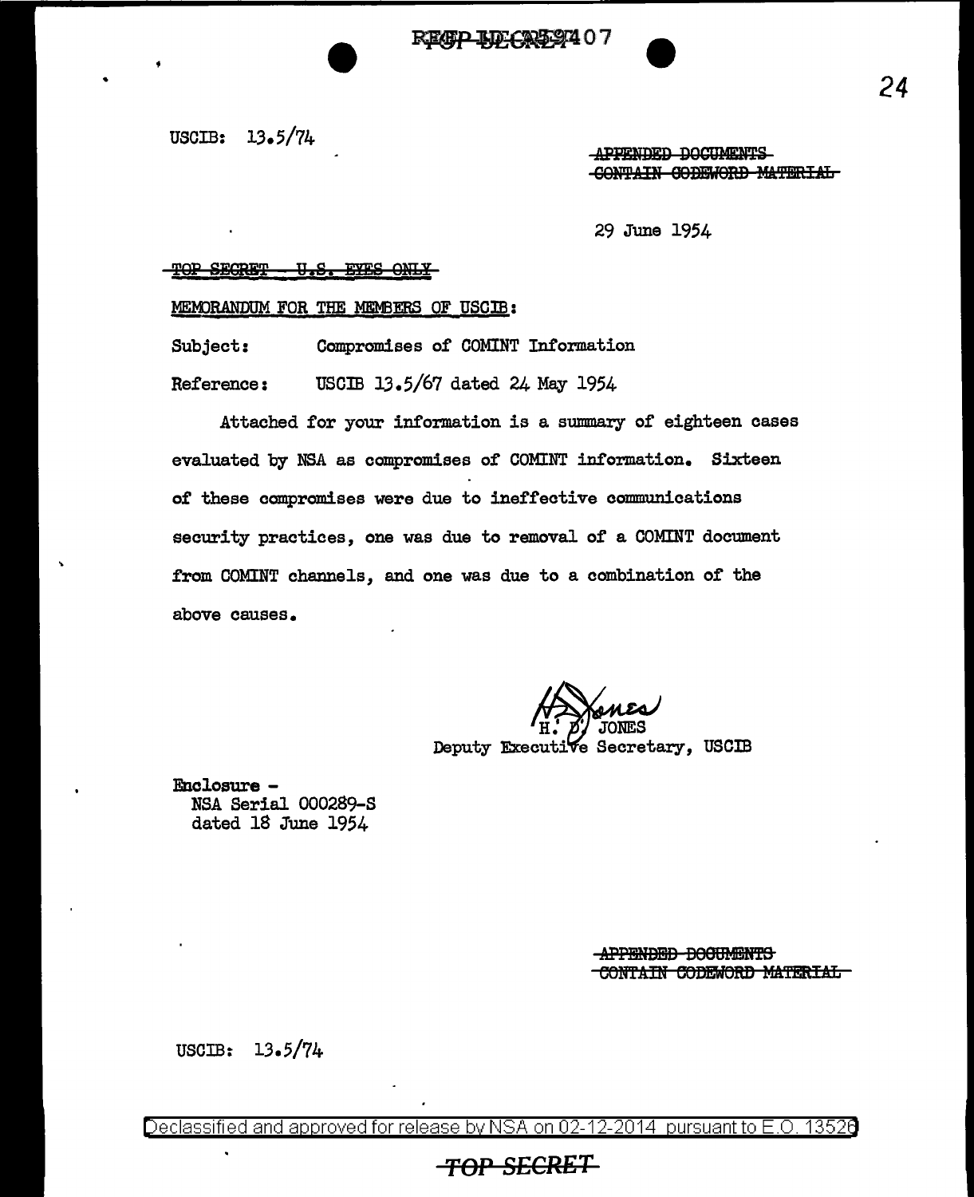USCIB: 13.5/74

~~APPENDED DOCUMENTS CONTAIN CODEWORD MATERIAL~~

29 June 1954

~~TOP SECRET - U.S. EYES ONLY~~

MEMORANDUM FOR THE MEMBERS OF USCIB:

Subject: Compromises of COMINT Information

Reference: USCIB 13.5/67 dated 24 May 1954

Attached for your information is a summary of eighteen cases evaluated by NSA as compromises of COMINT information. Sixteen of these compromises were due to ineffective communications security practices, one was due to removal of a COMINT document from COMINT channels, and one was due to a combination of the above causes.

H. D. JONES
Deputy Executive Secretary, USCIB

Enclosure -
NSA Serial 000289-S
dated 18 June 1954

~~APPENDED DOCUMENTS CONTAIN CODEWORD MATERIAL~~

USCIB: 13.5/74

Declassified and approved for release by NSA on 02-12-2014 pursuant to E.O. 13526

~~TOP SECRET~~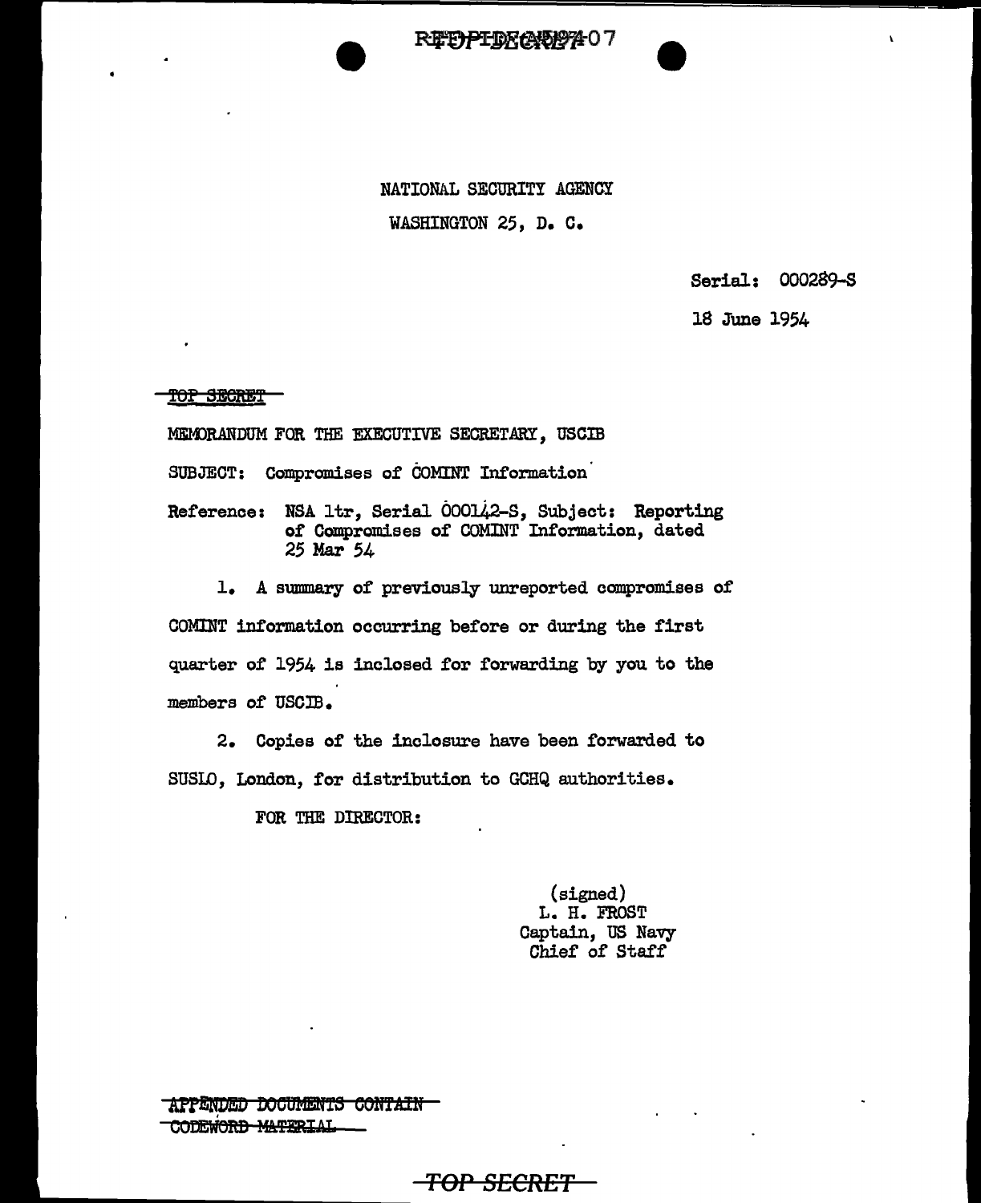NATIONAL SECURITY AGENCY

WASHINGTON 25, D. C.

Serial: 000289-S

18 June 1954

~~TOP SECRET~~

MEMORANDUM FOR THE EXECUTIVE SECRETARY, USCIB

SUBJECT: Compromises of COMINT Information

Reference: NSA ltr, Serial 000142-S, Subject: Reporting of Compromises of COMINT Information, dated 25 Mar 54

1. A summary of previously unreported compromises of COMINT information occurring before or during the first quarter of 1954 is inclosed for forwarding by you to the members of USCIB.

2. Copies of the inclosure have been forwarded to SUSLO, London, for distribution to GCHQ authorities.

FOR THE DIRECTOR:

(signed)
L. H. FROST
Captain, US Navy
Chief of Staff

~~APPENDED DOCUMENTS CONTAIN CODEWORD MATERIAL~~

~~TOP SECRET~~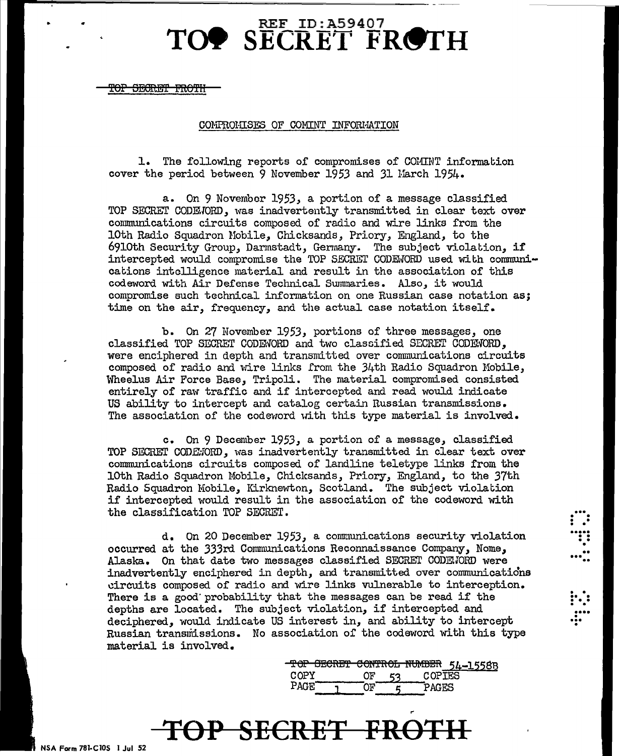TOP SECRET FROTH

## COMPROMISES OF COMINT INFORMATION

1. The following reports of compromises of COMINT information cover the period between 9 November 1953 and 31 March 1954.

a. On 9 November 1953, a portion of a message classified TOP SECRET CODEWORD, was inadvertently transmitted in clear text over communications circuits composed of radio and wire links from the 10th Radio Squadron Mobile, Chicksands, Priory, England, to the 6910th Security Group, Darmstadt, Germany. The subject violation, if intercepted would compromise the TOP SECRET CODEWORD used with communications intelligence material and result in the association of this codeword with Air Defense Technical Summaries. Also, it would compromise such technical information on one Russian case notation as; time on the air, frequency, and the actual case notation itself.

b. On 27 November 1953, portions of three messages, one classified TOP SECRET CODEWORD and two classified SECRET CODEWORD, were enciphered in depth and transmitted over communications circuits composed of radio and wire links from the 34th Radio Squadron Mobile, Wheelus Air Force Base, Tripoli. The material compromised consisted entirely of raw traffic and if intercepted and read would indicate US ability to intercept and catalog certain Russian transmissions. The association of the codeword with this type material is involved.

c. On 9 December 1953, a portion of a message, classified TOP SECRET CODEWORD, was inadvertently transmitted in clear text over communications circuits composed of landline teletype links from the 10th Radio Squadron Mobile, Chicksands, Priory, England, to the 37th Radio Squadron Mobile, Kirknewton, Scotland. The subject violation if intercepted would result in the association of the codeword with the classification TOP SECRET.

d. On 20 December 1953, a communications security violation occurred at the 333rd Communications Reconnaissance Company, Nome, Alaska. On that date two messages classified SECRET CODEWORD were inadvertently enciphered in depth, and transmitted over communications circuits composed of radio and wire links vulnerable to interception. There is a good probability that the messages can be read if the depths are located. The subject violation, if intercepted and deciphered, would indicate US interest in, and ability to intercept Russian transmissions. No association of the codeword with this type material is involved.

TOP SECRET CONTROL NUMBER 54-1558B
COPY ___ OF 53 COPIES
PAGE 1 OF 5 PAGES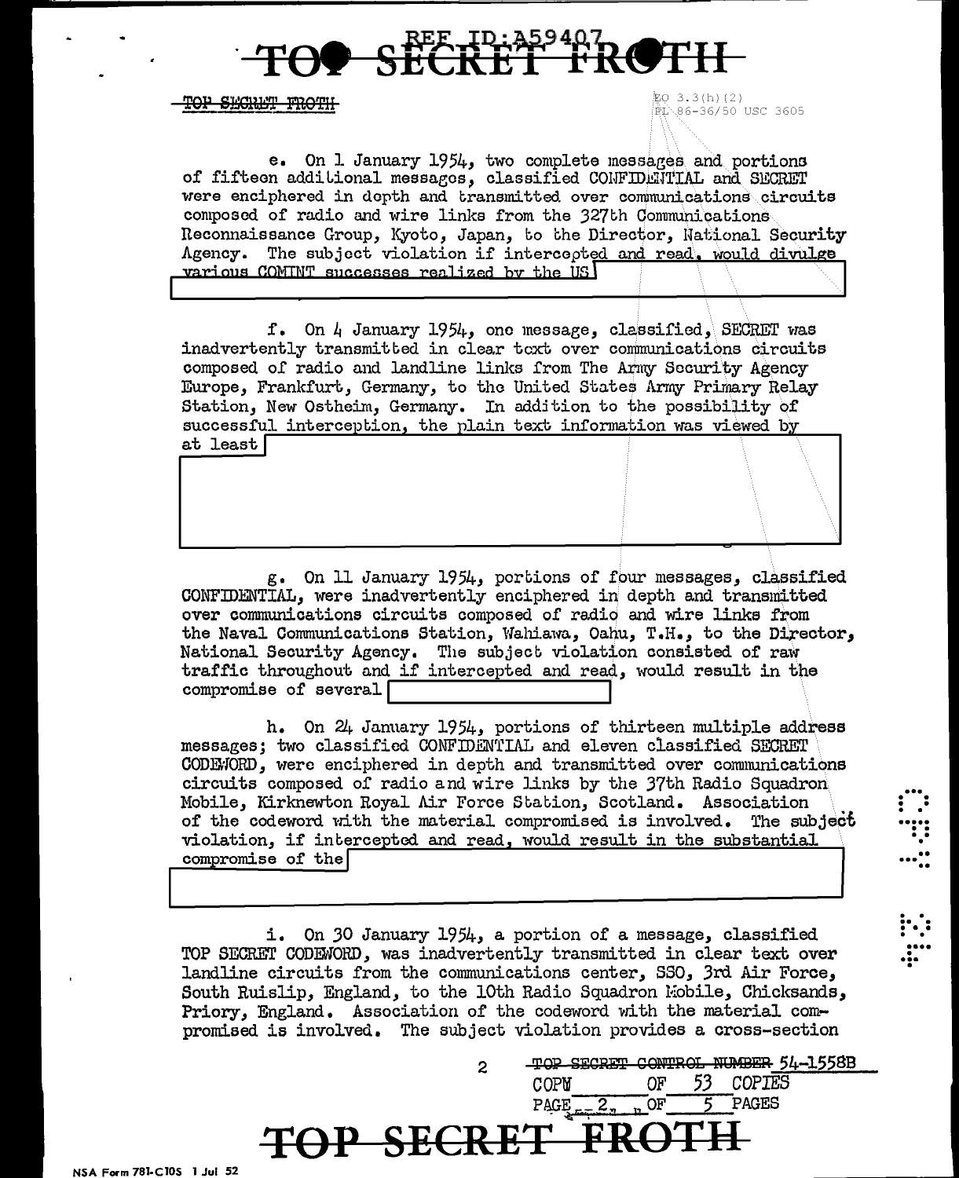e. On 1 January 1954, two complete messages and portions of fifteen additional messages, classified CONFIDENTIAL and SECRET were enciphered in depth and transmitted over communications circuits composed of radio and wire links from the 327th Communications Reconnaissance Group, Kyoto, Japan, to the Director, National Security Agency. The subject violation if intercepted and read, would divulge various COMINT successes realized by the US

f. On 4 January 1954, one message, classified, SECRET was inadvertently transmitted in clear text over communications circuits composed of radio and landline links from The Army Security Agency Europe, Frankfurt, Germany, to the United States Army Primary Relay Station, New Ostheim, Germany. In addition to the possibility of successful interception, the plain text information was viewed by at least

g. On 11 January 1954, portions of four messages, classified CONFIDENTIAL, were inadvertently enciphered in depth and transmitted over communications circuits composed of radio and wire links from the Naval Communications Station, Wahiawa, Oahu, T.H., to the Director, National Security Agency. The subject violation consisted of raw traffic throughout and if intercepted and read, would result in the compromise of several

h. On 24 January 1954, portions of thirteen multiple address messages; two classified CONFIDENTIAL and eleven classified SECRET CODEWORD, were enciphered in depth and transmitted over communications circuits composed of radio and wire links by the 37th Radio Squadron Mobile, Kirknewton Royal Air Force Station, Scotland. Association of the codeword with the material compromised is involved. The subject violation, if intercepted and read, would result in the substantial compromise of the

i. On 30 January 1954, a portion of a message, classified TOP SECRET CODEWORD, was inadvertently transmitted in clear text over landline circuits from the communications center, SSO, 3rd Air Force, South Ruislip, England, to the 10th Radio Squadron Mobile, Chicksands, Priory, England. Association of the codeword with the material compromised is involved. The subject violation provides a cross-section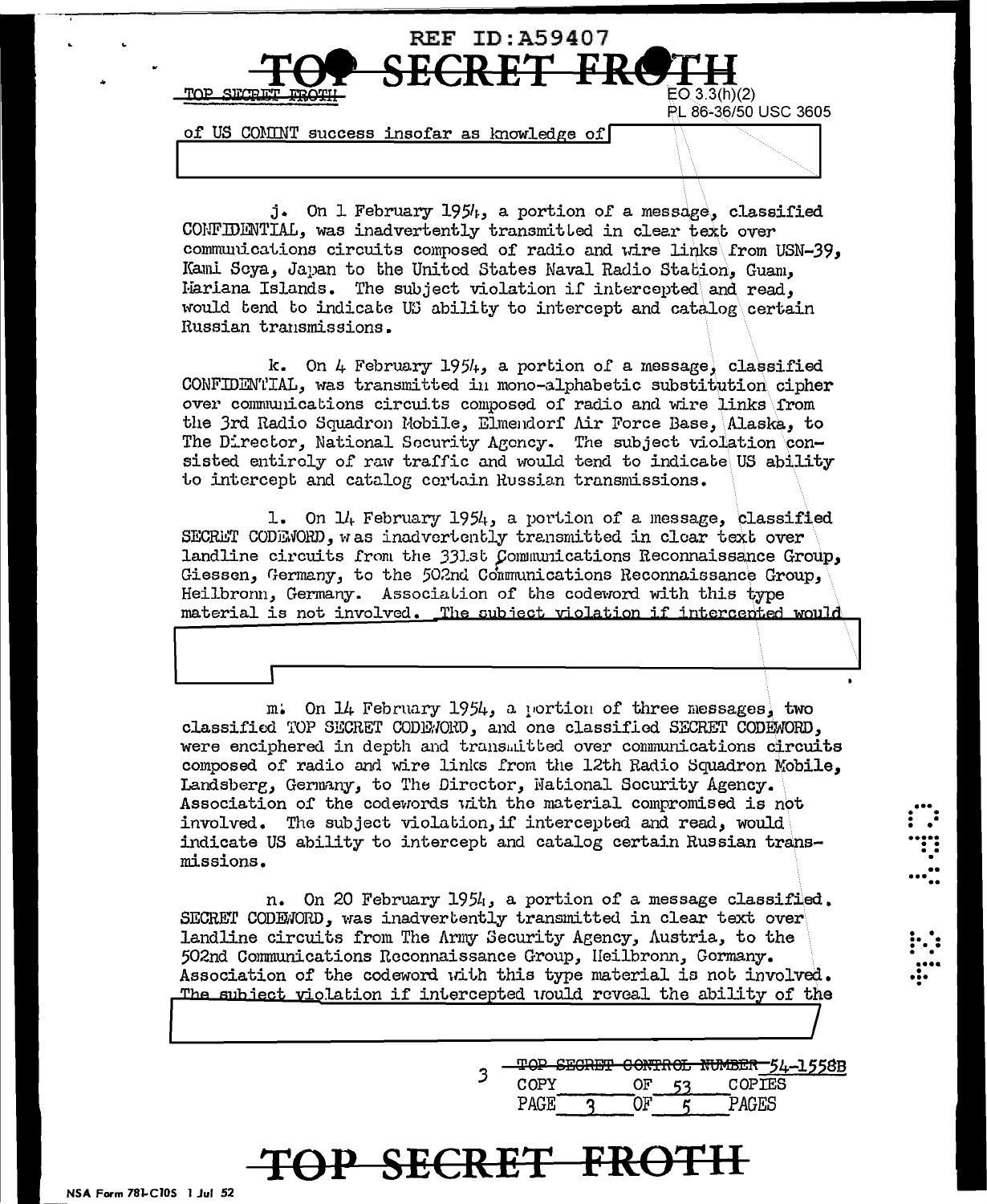of US COMINT success insofar as knowledge of

j. On 1 February 1954, a portion of a message, classified CONFIDENTIAL, was inadvertently transmitted in clear text over communications circuits composed of radio and wire links from USN-39, Kami Seya, Japan to the United States Naval Radio Station, Guam, Mariana Islands. The subject violation if intercepted and read, would tend to indicate US ability to intercept and catalog certain Russian transmissions.

k. On 4 February 1954, a portion of a message, classified CONFIDENTIAL, was transmitted in mono-alphabetic substitution cipher over communications circuits composed of radio and wire links from the 3rd Radio Squadron Mobile, Elmendorf Air Force Base, Alaska, to The Director, National Security Agency. The subject violation consisted entirely of raw traffic and would tend to indicate US ability to intercept and catalog certain Russian transmissions.

l. On 14 February 1954, a portion of a message, classified SECRET CODEWORD, was inadvertently transmitted in clear text over landline circuits from the 331st Communications Reconnaissance Group, Giessen, Germany, to the 502nd Communications Reconnaissance Group, Heilbronn, Germany. Association of the codeword with this type material is not involved. The subject violation if intercepted would

m. On 14 February 1954, a portion of three messages, two classified TOP SECRET CODEWORD, and one classified SECRET CODEWORD, were enciphered in depth and transmitted over communications circuits composed of radio and wire links from the 12th Radio Squadron Mobile, Landsberg, Germany, to The Director, National Security Agency. Association of the codewords with the material compromised is not involved. The subject violation, if intercepted and read, would indicate US ability to intercept and catalog certain Russian transmissions.

n. On 20 February 1954, a portion of a message classified. SECRET CODEWORD, was inadvertently transmitted in clear text over landline circuits from The Army Security Agency, Austria, to the 502nd Communications Reconnaissance Group, Heilbronn, Germany. Association of the codeword with this type material is not involved. The subject violation if intercepted would reveal the ability of the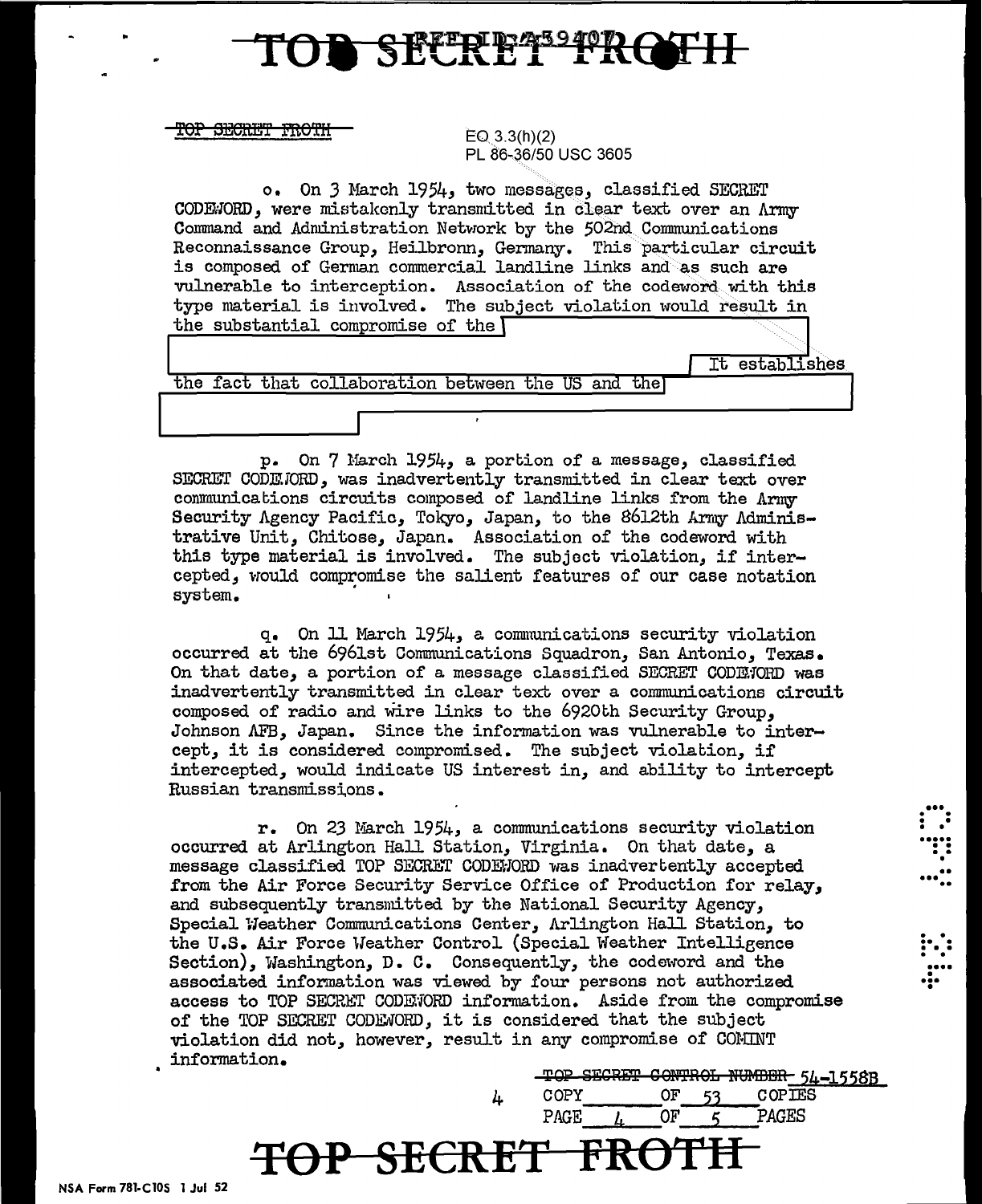TOP SECRET FROTH

EO 3.3(h)(2)
PL 86-36/50 USC 3605

o. On 3 March 1954, two messages, classified SECRET CODEWORD, were mistakenly transmitted in clear text over an Army Command and Administration Network by the 502nd Communications Reconnaissance Group, Heilbronn, Germany. This particular circuit is composed of German commercial landline links and as such are vulnerable to interception. Association of the codeword with this type material is involved. The subject violation would result in the substantial compromise of the [REDACTED] It establishes the fact that collaboration between the US and the [REDACTED]

p. On 7 March 1954, a portion of a message, classified SECRET CODEWORD, was inadvertently transmitted in clear text over communications circuits composed of landline links from the Army Security Agency Pacific, Tokyo, Japan, to the 8612th Army Administrative Unit, Chitose, Japan. Association of the codeword with this type material is involved. The subject violation, if intercepted, would compromise the salient features of our case notation system.

q. On 11 March 1954, a communications security violation occurred at the 6961st Communications Squadron, San Antonio, Texas. On that date, a portion of a message classified SECRET CODEWORD was inadvertently transmitted in clear text over a communications circuit composed of radio and wire links to the 6920th Security Group, Johnson AFB, Japan. Since the information was vulnerable to intercept, it is considered compromised. The subject violation, if intercepted, would indicate US interest in, and ability to intercept Russian transmissions.

r. On 23 March 1954, a communications security violation occurred at Arlington Hall Station, Virginia. On that date, a message classified TOP SECRET CODEWORD was inadvertently accepted from the Air Force Security Service Office of Production for relay, and subsequently transmitted by the National Security Agency, Special Weather Communications Center, Arlington Hall Station, to the U.S. Air Force Weather Control (Special Weather Intelligence Section), Washington, D. C. Consequently, the codeword and the associated information was viewed by four persons not authorized access to TOP SECRET CODEWORD information. Aside from the compromise of the TOP SECRET CODEWORD, it is considered that the subject violation did not, however, result in any compromise of COMINT information.

TOP SECRET CONTROL NUMBER 54-1558B
COPY 4 OF 53 COPIES
PAGE 4 OF 5 PAGES

TOP SECRET FROTH

NSA Form 781-C10S 1 Jul 52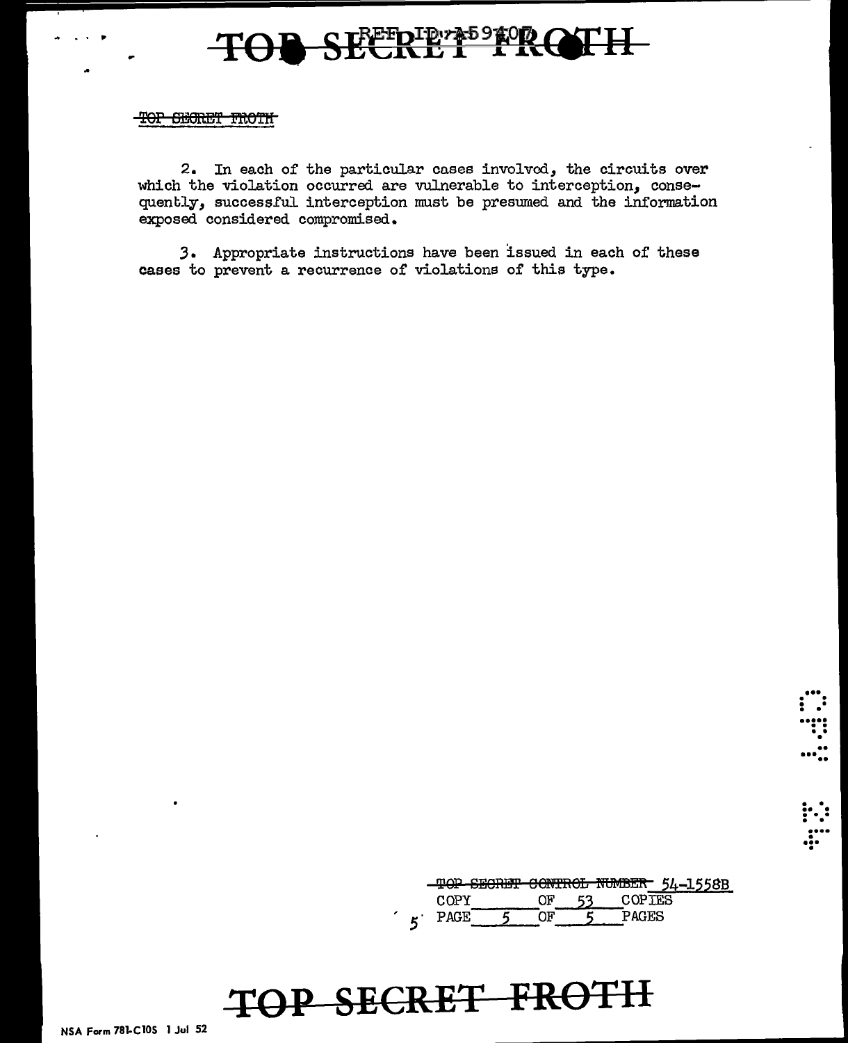2. In each of the particular cases involved, the circuits over which the violation occurred are vulnerable to interception, consequently, successful interception must be presumed and the information exposed considered compromised.

3. Appropriate instructions have been issued in each of these cases to prevent a recurrence of violations of this type.

TOP SECRET CONTROL NUMBER 54-1558B
COPY ____ OF 53 COPIES
PAGE 5 OF 5 PAGES

NSA Form 781-C10S 1 Jul 52